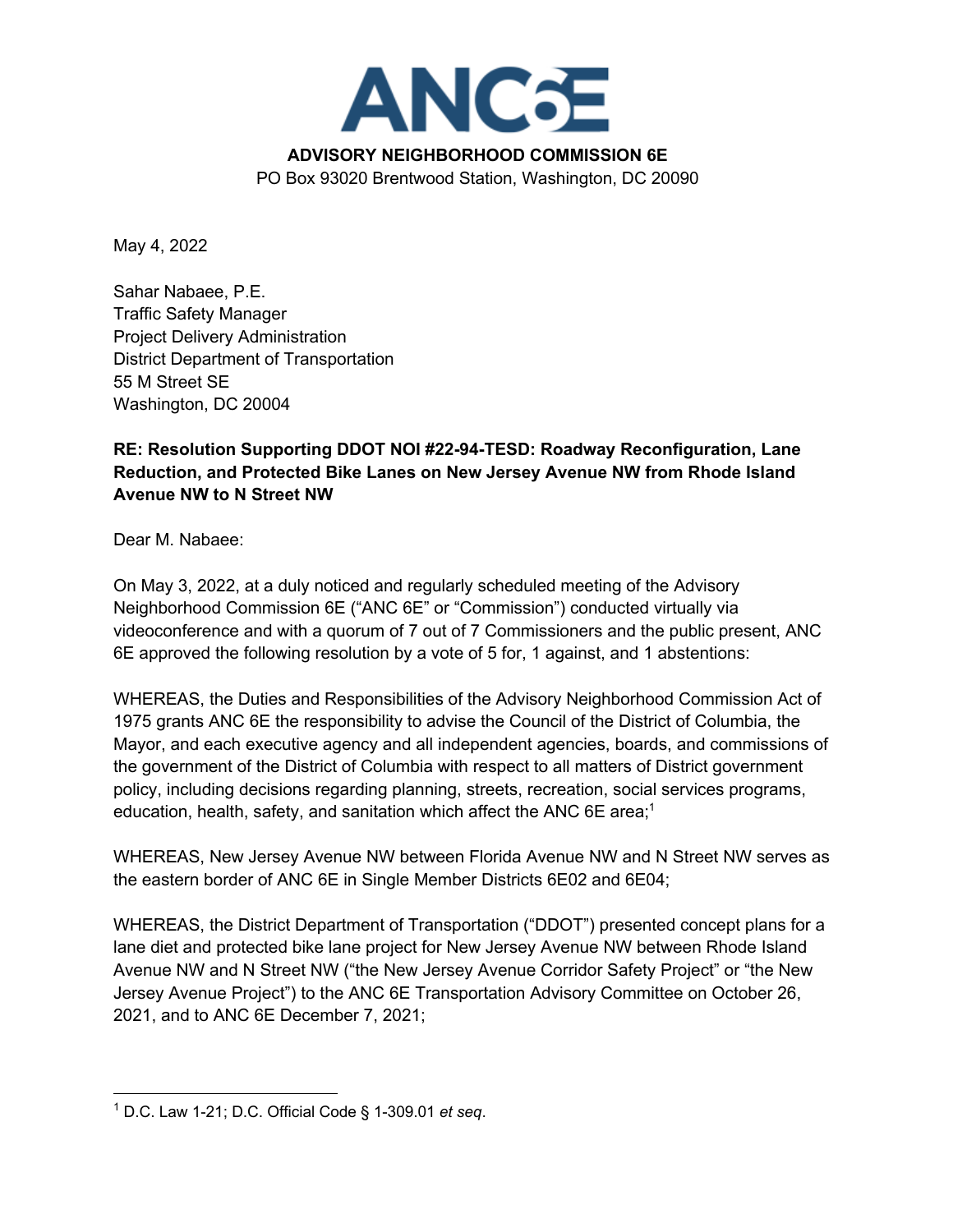# ANC6E

**ADVISORY NEIGHBORHOOD COMMISSION 6E**

PO Box 93020 Brentwood Station, Washington, DC 20090

May 4, 2022

Sahar Nabaee, P.E.
Traffic Safety Manager
Project Delivery Administration
District Department of Transportation
55 M Street SE
Washington, DC 20004

**RE: Resolution Supporting DDOT NOI #22-94-TESD: Roadway Reconfiguration, Lane Reduction, and Protected Bike Lanes on New Jersey Avenue NW from Rhode Island Avenue NW to N Street NW**

Dear M. Nabaee:

On May 3, 2022, at a duly noticed and regularly scheduled meeting of the Advisory Neighborhood Commission 6E ("ANC 6E" or "Commission") conducted virtually via videoconference and with a quorum of 7 out of 7 Commissioners and the public present, ANC 6E approved the following resolution by a vote of 5 for, 1 against, and 1 abstentions:

WHEREAS, the Duties and Responsibilities of the Advisory Neighborhood Commission Act of 1975 grants ANC 6E the responsibility to advise the Council of the District of Columbia, the Mayor, and each executive agency and all independent agencies, boards, and commissions of the government of the District of Columbia with respect to all matters of District government policy, including decisions regarding planning, streets, recreation, social services programs, education, health, safety, and sanitation which affect the ANC 6E area;[1]

WHEREAS, New Jersey Avenue NW between Florida Avenue NW and N Street NW serves as the eastern border of ANC 6E in Single Member Districts 6E02 and 6E04;

WHEREAS, the District Department of Transportation ("DDOT") presented concept plans for a lane diet and protected bike lane project for New Jersey Avenue NW between Rhode Island Avenue NW and N Street NW ("the New Jersey Avenue Corridor Safety Project" or "the New Jersey Avenue Project") to the ANC 6E Transportation Advisory Committee on October 26, 2021, and to ANC 6E December 7, 2021;

---

[1] D.C. Law 1-21; D.C. Official Code § 1-309.01 *et seq*.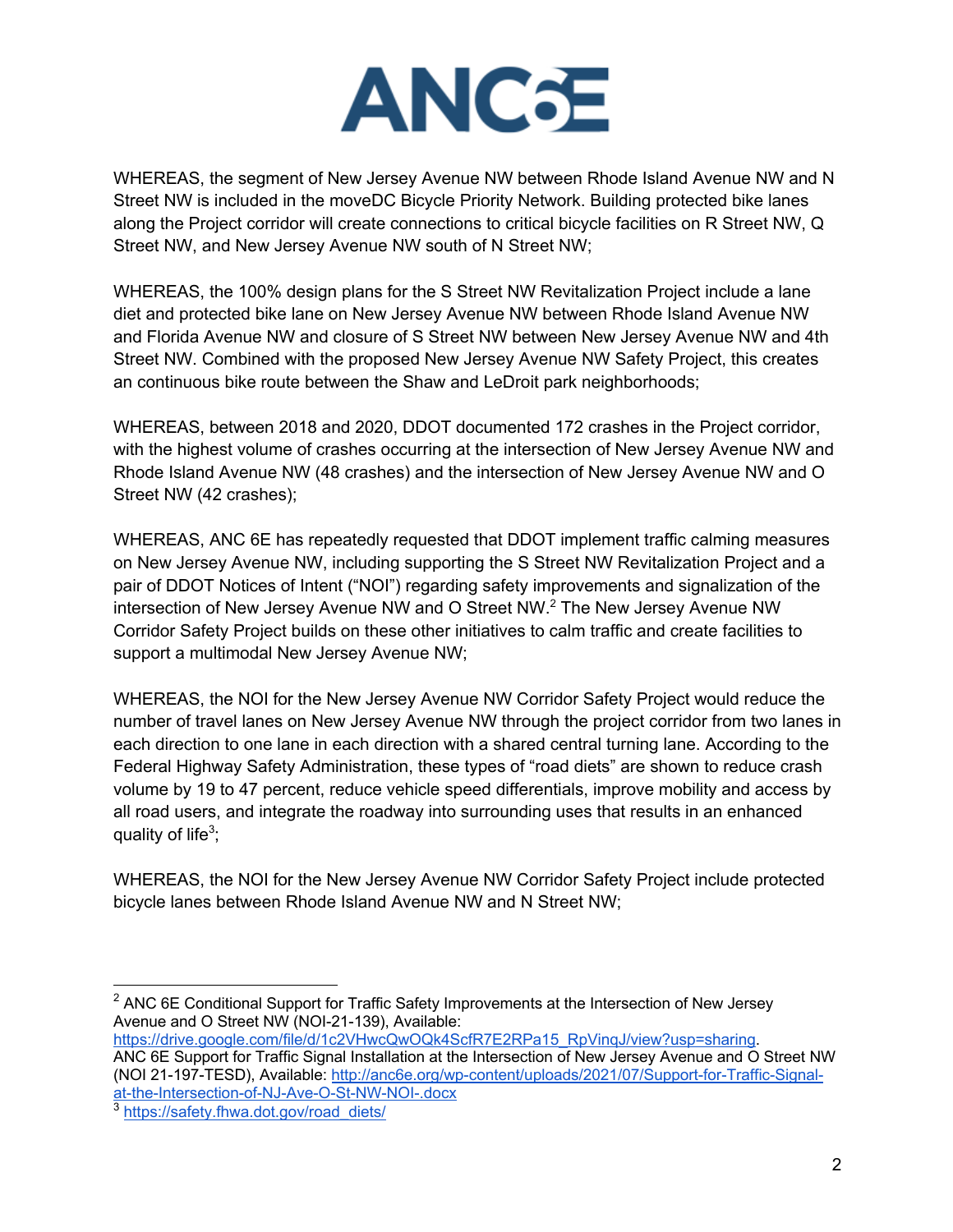WHEREAS, the segment of New Jersey Avenue NW between Rhode Island Avenue NW and N Street NW is included in the moveDC Bicycle Priority Network. Building protected bike lanes along the Project corridor will create connections to critical bicycle facilities on R Street NW, Q Street NW, and New Jersey Avenue NW south of N Street NW;

WHEREAS, the 100% design plans for the S Street NW Revitalization Project include a lane diet and protected bike lane on New Jersey Avenue NW between Rhode Island Avenue NW and Florida Avenue NW and closure of S Street NW between New Jersey Avenue NW and 4th Street NW. Combined with the proposed New Jersey Avenue NW Safety Project, this creates an continuous bike route between the Shaw and LeDroit park neighborhoods;

WHEREAS, between 2018 and 2020, DDOT documented 172 crashes in the Project corridor, with the highest volume of crashes occurring at the intersection of New Jersey Avenue NW and Rhode Island Avenue NW (48 crashes) and the intersection of New Jersey Avenue NW and O Street NW (42 crashes);

WHEREAS, ANC 6E has repeatedly requested that DDOT implement traffic calming measures on New Jersey Avenue NW, including supporting the S Street NW Revitalization Project and a pair of DDOT Notices of Intent ("NOI") regarding safety improvements and signalization of the intersection of New Jersey Avenue NW and O Street NW.[2] The New Jersey Avenue NW Corridor Safety Project builds on these other initiatives to calm traffic and create facilities to support a multimodal New Jersey Avenue NW;

WHEREAS, the NOI for the New Jersey Avenue NW Corridor Safety Project would reduce the number of travel lanes on New Jersey Avenue NW through the project corridor from two lanes in each direction to one lane in each direction with a shared central turning lane. According to the Federal Highway Safety Administration, these types of "road diets" are shown to reduce crash volume by 19 to 47 percent, reduce vehicle speed differentials, improve mobility and access by all road users, and integrate the roadway into surrounding uses that results in an enhanced quality of life[3];

WHEREAS, the NOI for the New Jersey Avenue NW Corridor Safety Project include protected bicycle lanes between Rhode Island Avenue NW and N Street NW;

---

[2] ANC 6E Conditional Support for Traffic Safety Improvements at the Intersection of New Jersey Avenue and O Street NW (NOI-21-139), Available: https://drive.google.com/file/d/1c2VHwcQwOQk4ScfR7E2RPa15_RpVinqJ/view?usp=sharing.
ANC 6E Support for Traffic Signal Installation at the Intersection of New Jersey Avenue and O Street NW (NOI 21-197-TESD), Available: http://anc6e.org/wp-content/uploads/2021/07/Support-for-Traffic-Signal-at-the-Intersection-of-NJ-Ave-O-St-NW-NOI-.docx

[3] https://safety.fhwa.dot.gov/road_diets/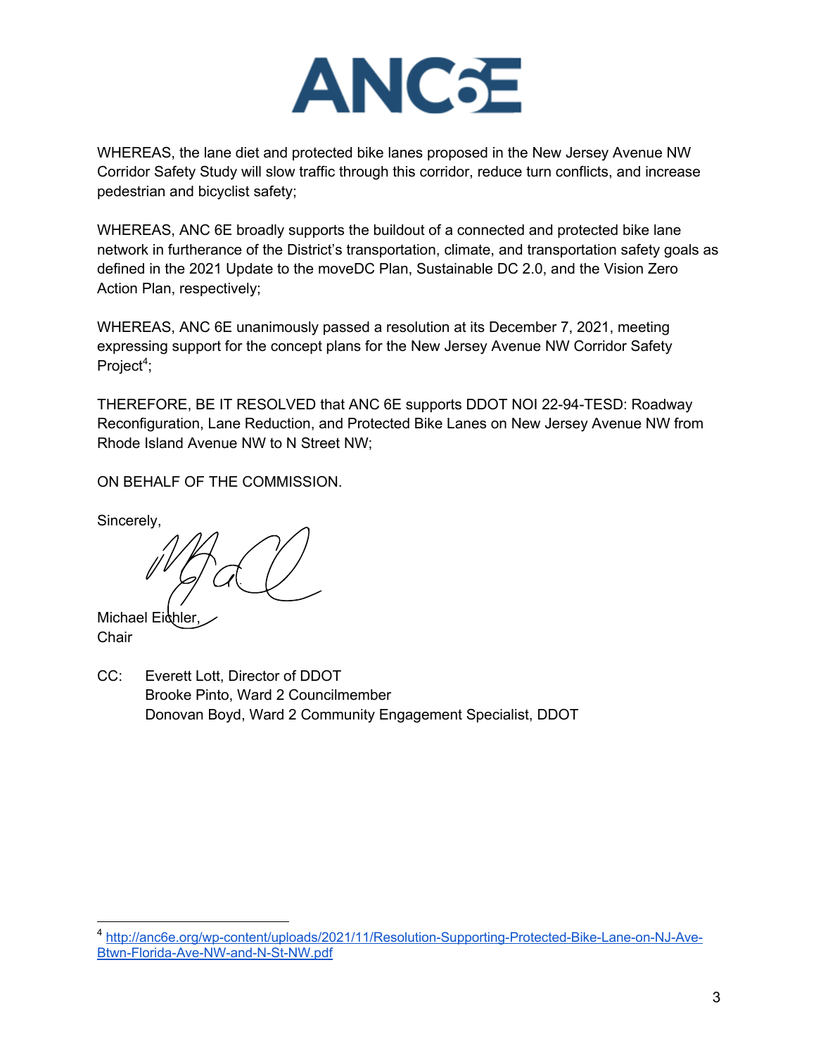WHEREAS, the lane diet and protected bike lanes proposed in the New Jersey Avenue NW Corridor Safety Study will slow traffic through this corridor, reduce turn conflicts, and increase pedestrian and bicyclist safety;

WHEREAS, ANC 6E broadly supports the buildout of a connected and protected bike lane network in furtherance of the District's transportation, climate, and transportation safety goals as defined in the 2021 Update to the moveDC Plan, Sustainable DC 2.0, and the Vision Zero Action Plan, respectively;

WHEREAS, ANC 6E unanimously passed a resolution at its December 7, 2021, meeting expressing support for the concept plans for the New Jersey Avenue NW Corridor Safety Project[4];

THEREFORE, BE IT RESOLVED that ANC 6E supports DDOT NOI 22-94-TESD: Roadway Reconfiguration, Lane Reduction, and Protected Bike Lanes on New Jersey Avenue NW from Rhode Island Avenue NW to N Street NW;

ON BEHALF OF THE COMMISSION.

Sincerely,

Michael Eichler,
Chair

CC: Everett Lott, Director of DDOT
Brooke Pinto, Ward 2 Councilmember
Donovan Boyd, Ward 2 Community Engagement Specialist, DDOT

---

[4] http://anc6e.org/wp-content/uploads/2021/11/Resolution-Supporting-Protected-Bike-Lane-on-NJ-Ave-Btwn-Florida-Ave-NW-and-N-St-NW.pdf